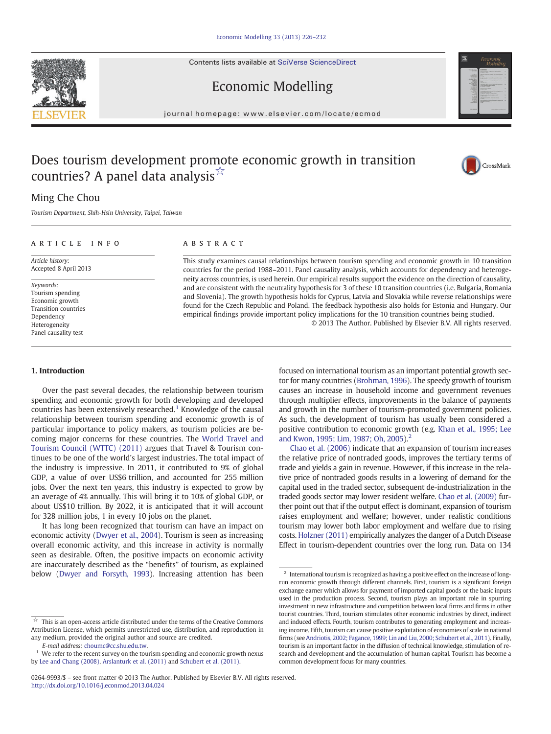# Does tourism development promote economic growth in transition countries? A panel data analysis ☆

Ming Che Chou

*Tourism Department, Shih-Hsin University, Taipei, Taiwan*

## ARTICLE INFO

*Article history:*
Accepted 8 April 2013

*Keywords:*
Tourism spending
Economic growth
Transition countries
Dependency
Heterogeneity
Panel causality test

## ABSTRACT

This study examines causal relationships between tourism spending and economic growth in 10 transition countries for the period 1988–2011. Panel causality analysis, which accounts for dependency and heterogeneity across countries, is used herein. Our empirical results support the evidence on the direction of causality, and are consistent with the neutrality hypothesis for 3 of these 10 transition countries (i.e. Bulgaria, Romania and Slovenia). The growth hypothesis holds for Cyprus, Latvia and Slovakia while reverse relationships were found for the Czech Republic and Poland. The feedback hypothesis also holds for Estonia and Hungary. Our empirical findings provide important policy implications for the 10 transition countries being studied.

© 2013 The Author. Published by Elsevier B.V. All rights reserved.

## 1. Introduction

Over the past several decades, the relationship between tourism spending and economic growth for both developing and developed countries has been extensively researched.[1] Knowledge of the causal relationship between tourism spending and economic growth is of particular importance to policy makers, as tourism policies are becoming major concerns for these countries. The World Travel and Tourism Council (WTTC) (2011) argues that Travel & Tourism continues to be one of the world's largest industries. The total impact of the industry is impressive. In 2011, it contributed to 9% of global GDP, a value of over US$6 trillion, and accounted for 255 million jobs. Over the next ten years, this industry is expected to grow by an average of 4% annually. This will bring it to 10% of global GDP, or about US$10 trillion. By 2022, it is anticipated that it will account for 328 million jobs, 1 in every 10 jobs on the planet.

It has long been recognized that tourism can have an impact on economic activity (Dwyer et al., 2004). Tourism is seen as increasing overall economic activity, and this increase in activity is normally seen as desirable. Often, the positive impacts on economic activity are inaccurately described as the "benefits" of tourism, as explained below (Dwyer and Forsyth, 1993). Increasing attention has been focused on international tourism as an important potential growth sector for many countries (Brohman, 1996). The speedy growth of tourism causes an increase in household income and government revenues through multiplier effects, improvements in the balance of payments and growth in the number of tourism-promoted government policies. As such, the development of tourism has usually been considered a positive contribution to economic growth (e.g. Khan et al., 1995; Lee and Kwon, 1995; Lim, 1987; Oh, 2005).[2]

Chao et al. (2006) indicate that an expansion of tourism increases the relative price of nontraded goods, improves the tertiary terms of trade and yields a gain in revenue. However, if this increase in the relative price of nontraded goods results in a lowering of demand for the capital used in the traded sector, subsequent de-industrialization in the traded goods sector may lower resident welfare. Chao et al. (2009) further point out that if the output effect is dominant, expansion of tourism raises employment and welfare; however, under realistic conditions tourism may lower both labor employment and welfare due to rising costs. Holzner (2011) empirically analyzes the danger of a Dutch Disease Effect in tourism-dependent countries over the long run. Data on 134

---

☆ This is an open-access article distributed under the terms of the Creative Commons Attribution License, which permits unrestricted use, distribution, and reproduction in any medium, provided the original author and source are credited.

E-mail address: choumc@cc.shu.edu.tw.

[1] We refer to the recent survey on the tourism spending and economic growth nexus by Lee and Chang (2008), Arslanturk et al. (2011) and Schubert et al. (2011).

[2] International tourism is recognized as having a positive effect on the increase of long-run economic growth through different channels. First, tourism is a significant foreign exchange earner which allows for payment of imported capital goods or the basic inputs used in the production process. Second, tourism plays an important role in spurring investment in new infrastructure and competition between local firms and firms in other tourist countries. Third, tourism stimulates other economic industries by direct, indirect and induced effects. Fourth, tourism contributes to generating employment and increasing income. Fifth, tourism can cause positive exploitation of economies of scale in national firms (see Andriotis, 2002; Fagance, 1999; Lin and Liu, 2000; Schubert et al., 2011). Finally, tourism is an important factor in the diffusion of technical knowledge, stimulation of research and development and the accumulation of human capital. Tourism has become a common development focus for many countries.

0264-9993/$ – see front matter © 2013 The Author. Published by Elsevier B.V. All rights reserved.
http://dx.doi.org/10.1016/j.econmod.2013.04.024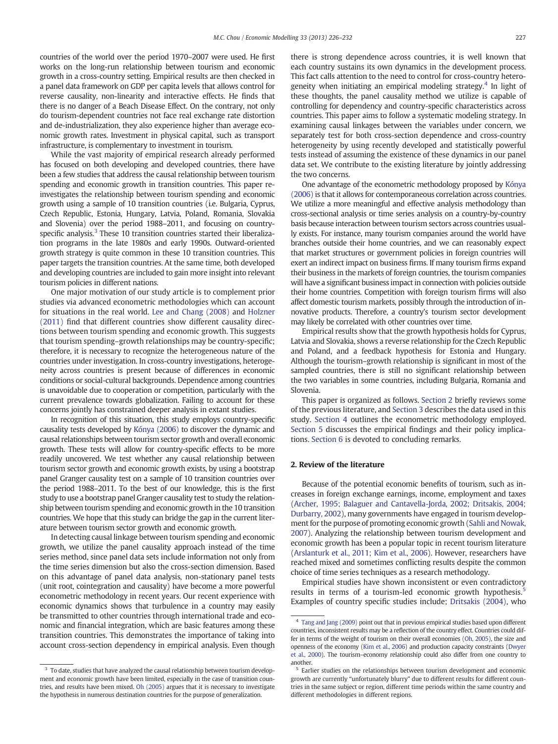countries of the world over the period 1970–2007 were used. He first works on the long-run relationship between tourism and economic growth in a cross-country setting. Empirical results are then checked in a panel data framework on GDP per capita levels that allows control for reverse causality, non-linearity and interactive effects. He finds that there is no danger of a Beach Disease Effect. On the contrary, not only do tourism-dependent countries not face real exchange rate distortion and de-industrialization, they also experience higher than average economic growth rates. Investment in physical capital, such as transport infrastructure, is complementary to investment in tourism.

While the vast majority of empirical research already performed has focused on both developing and developed countries, there have been a few studies that address the causal relationship between tourism spending and economic growth in transition countries. This paper re-investigates the relationship between tourism spending and economic growth using a sample of 10 transition countries (i.e. Bulgaria, Cyprus, Czech Republic, Estonia, Hungary, Latvia, Poland, Romania, Slovakia and Slovenia) over the period 1988–2011, and focusing on country-specific analysis.[3] These 10 transition countries started their liberalization programs in the late 1980s and early 1990s. Outward-oriented growth strategy is quite common in these 10 transition countries. This paper targets the transition countries. At the same time, both developed and developing countries are included to gain more insight into relevant tourism policies in different nations.

One major motivation of our study article is to complement prior studies via advanced econometric methodologies which can account for situations in the real world. Lee and Chang (2008) and Holzner (2011) find that different countries show different causality directions between tourism spending and economic growth. This suggests that tourism spending–growth relationships may be country-specific; therefore, it is necessary to recognize the heterogeneous nature of the countries under investigation. In cross-country investigations, heterogeneity across countries is present because of differences in economic conditions or social-cultural backgrounds. Dependence among countries is unavoidable due to cooperation or competition, particularly with the current prevalence towards globalization. Failing to account for these concerns jointly has constrained deeper analysis in extant studies.

In recognition of this situation, this study employs country-specific causality tests developed by Kónya (2006) to discover the dynamic and causal relationships between tourism sector growth and overall economic growth. These tests will allow for country-specific effects to be more readily uncovered. We test whether any causal relationship between tourism sector growth and economic growth exists, by using a bootstrap panel Granger causality test on a sample of 10 transition countries over the period 1988–2011. To the best of our knowledge, this is the first study to use a bootstrap panel Granger causality test to study the relationship between tourism spending and economic growth in the 10 transition countries. We hope that this study can bridge the gap in the current literature between tourism sector growth and economic growth.

In detecting causal linkage between tourism spending and economic growth, we utilize the panel causality approach instead of the time series method, since panel data sets include information not only from the time series dimension but also the cross-section dimension. Based on this advantage of panel data analysis, non-stationary panel tests (unit root, cointegration and causality) have become a more powerful econometric methodology in recent years. Our recent experience with economic dynamics shows that turbulence in a country may easily be transmitted to other countries through international trade and economic and financial integration, which are basic features among these transition countries. This demonstrates the importance of taking into account cross-section dependency in empirical analysis. Even though there is strong dependence across countries, it is well known that each country sustains its own dynamics in the development process. This fact calls attention to the need to control for cross-country heterogeneity when initiating an empirical modeling strategy.[4] In light of these thoughts, the panel causality method we utilize is capable of controlling for dependency and country-specific characteristics across countries. This paper aims to follow a systematic modeling strategy. In examining causal linkages between the variables under concern, we separately test for both cross-section dependence and cross-country heterogeneity by using recently developed and statistically powerful tests instead of assuming the existence of these dynamics in our panel data set. We contribute to the existing literature by jointly addressing the two concerns.

One advantage of the econometric methodology proposed by Kónya (2006) is that it allows for contemporaneous correlation across countries. We utilize a more meaningful and effective analysis methodology than cross-sectional analysis or time series analysis on a country-by-country basis because interaction between tourism sectors across countries usually exists. For instance, many tourism companies around the world have branches outside their home countries, and we can reasonably expect that market structures or government policies in foreign countries will exert an indirect impact on business firms. If many tourism firms expand their business in the markets of foreign countries, the tourism companies will have a significant business impact in connection with policies outside their home countries. Competition with foreign tourism firms will also affect domestic tourism markets, possibly through the introduction of innovative products. Therefore, a country's tourism sector development may likely be correlated with other countries over time.

Empirical results show that the growth hypothesis holds for Cyprus, Latvia and Slovakia, shows a reverse relationship for the Czech Republic and Poland, and a feedback hypothesis for Estonia and Hungary. Although the tourism–growth relationship is significant in most of the sampled countries, there is still no significant relationship between the two variables in some countries, including Bulgaria, Romania and Slovenia.

This paper is organized as follows. Section 2 briefly reviews some of the previous literature, and Section 3 describes the data used in this study. Section 4 outlines the econometric methodology employed. Section 5 discusses the empirical findings and their policy implications. Section 6 is devoted to concluding remarks.

## 2. Review of the literature

Because of the potential economic benefits of tourism, such as increases in foreign exchange earnings, income, employment and taxes (Archer, 1995; Balaguer and Cantavella-Jorda, 2002; Dritsakis, 2004; Durbarry, 2002), many governments have engaged in tourism development for the purpose of promoting economic growth (Sahli and Nowak, 2007). Analyzing the relationship between tourism development and economic growth has been a popular topic in recent tourism literature (Arslanturk et al., 2011; Kim et al., 2006). However, researchers have reached mixed and sometimes conflicting results despite the common choice of time series techniques as a research methodology.

Empirical studies have shown inconsistent or even contradictory results in terms of a tourism-led economic growth hypothesis.[5] Examples of country specific studies include; Dritsakis (2004), who

[3] To date, studies that have analyzed the causal relationship between tourism development and economic growth have been limited, especially in the case of transition countries, and results have been mixed. Oh (2005) argues that it is necessary to investigate the hypothesis in numerous destination countries for the purpose of generalization.

[4] Tang and Jang (2009) point out that in previous empirical studies based upon different countries, inconsistent results may be a reflection of the country effect. Countries could differ in terms of the weight of tourism on their overall economies (Oh, 2005), the size and openness of the economy (Kim et al., 2006) and production capacity constraints (Dwyer et al., 2000). The tourism–economy relationship could also differ from one country to another.

[5] Earlier studies on the relationships between tourism development and economic growth are currently "unfortunately blurry" due to different results for different countries in the same subject or region, different time periods within the same country and different methodologies in different regions.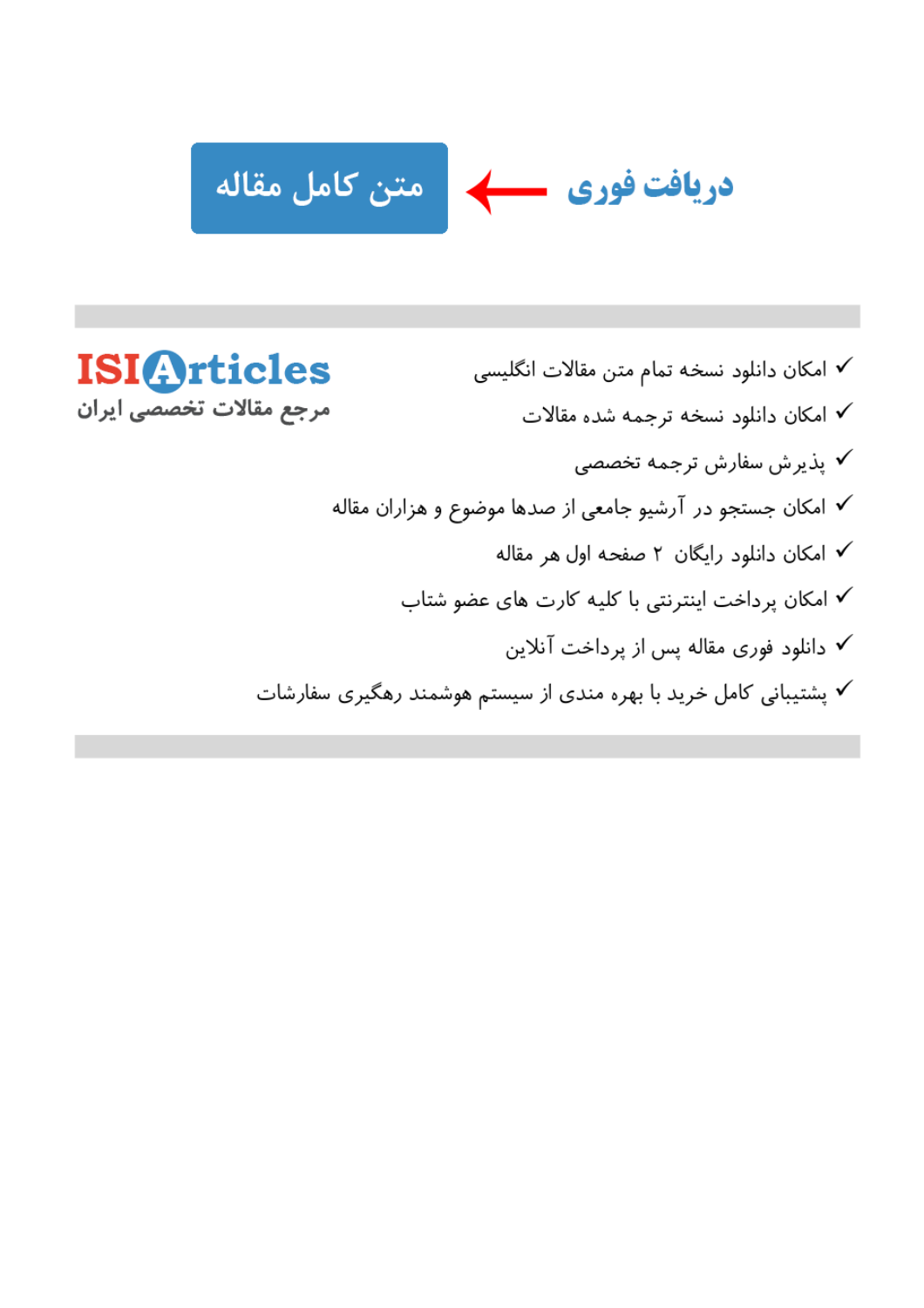دریافت فوری ← **متن کامل مقاله**

**ISIArticles**
مرجع مقالات تخصصی ایران

- ✓ امکان دانلود نسخه تمام متن مقالات انگلیسی
- ✓ امکان دانلود نسخه ترجمه شده مقالات
- ✓ پذیرش سفارش ترجمه تخصصی
- ✓ امکان جستجو در آرشیو جامعی از صدها موضوع و هزاران مقاله
- ✓ امکان دانلود رایگان ۲ صفحه اول هر مقاله
- ✓ امکان پرداخت اینترنتی با کلیه کارت های عضو شتاب
- ✓ دانلود فوری مقاله پس از پرداخت آنلاین
- ✓ پشتیبانی کامل خرید با بهره مندی از سیستم هوشمند رهگیری سفارشات